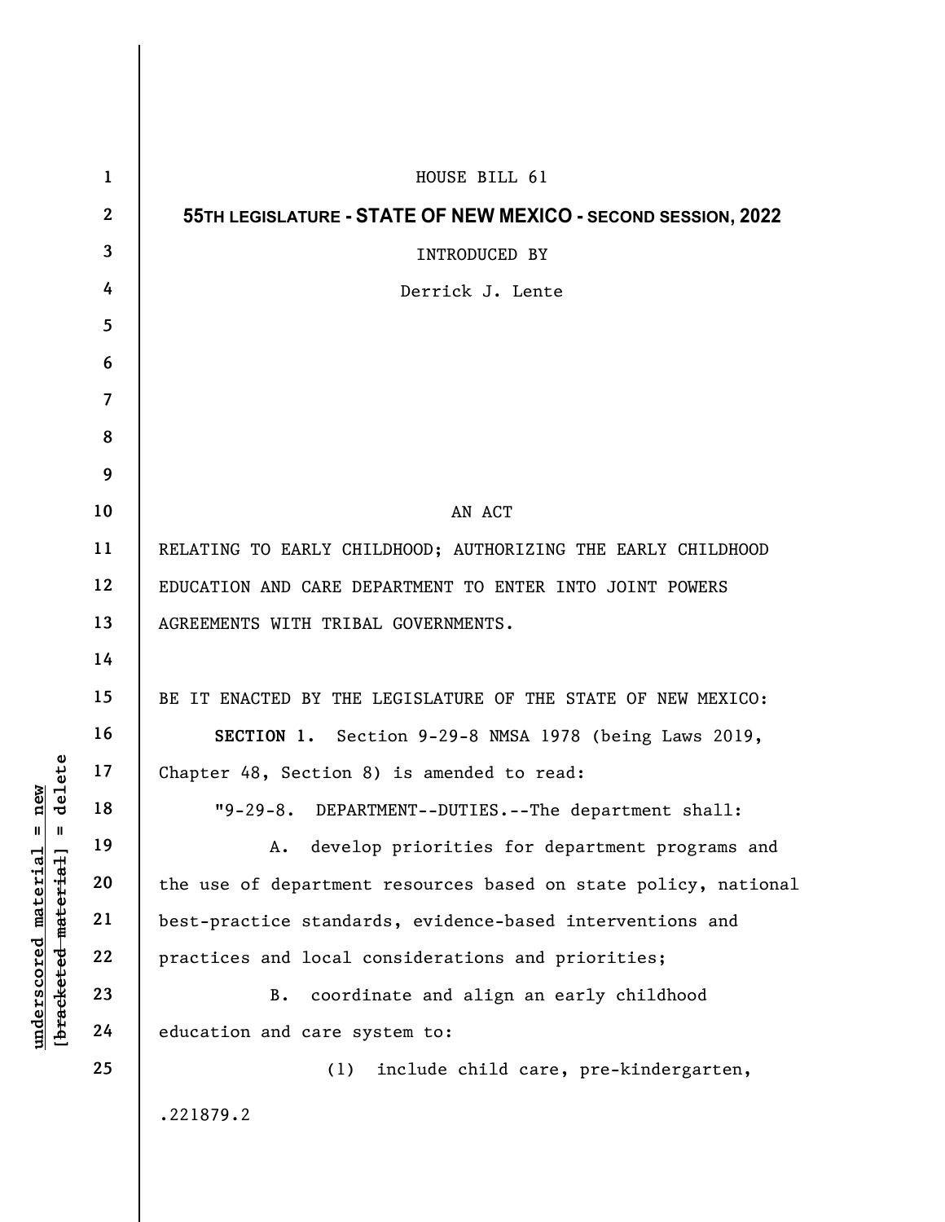HOUSE BILL 61

**55TH LEGISLATURE - STATE OF NEW MEXICO - SECOND SESSION, 2022**

INTRODUCED BY

Derrick J. Lente

AN ACT

RELATING TO EARLY CHILDHOOD; AUTHORIZING THE EARLY CHILDHOOD EDUCATION AND CARE DEPARTMENT TO ENTER INTO JOINT POWERS AGREEMENTS WITH TRIBAL GOVERNMENTS.

BE IT ENACTED BY THE LEGISLATURE OF THE STATE OF NEW MEXICO:

**SECTION 1.** Section 9-29-8 NMSA 1978 (being Laws 2019, Chapter 48, Section 8) is amended to read:

"9-29-8. DEPARTMENT--DUTIES.--The department shall:

A. develop priorities for department programs and the use of department resources based on state policy, national best-practice standards, evidence-based interventions and practices and local considerations and priorities;

B. coordinate and align an early childhood education and care system to:

(1) include child care, pre-kindergarten,

.221879.2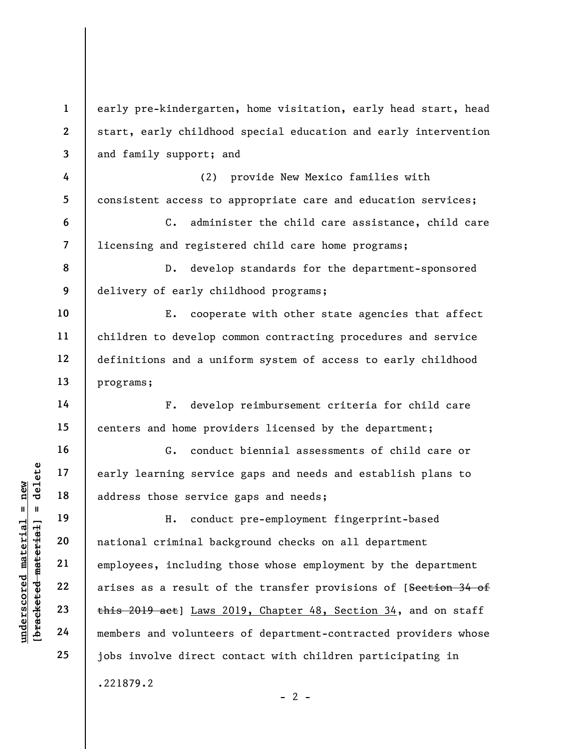early pre-kindergarten, home visitation, early head start, head start, early childhood special education and early intervention and family support; and

(2) provide New Mexico families with consistent access to appropriate care and education services;

C. administer the child care assistance, child care licensing and registered child care home programs;

D. develop standards for the department-sponsored delivery of early childhood programs;

E. cooperate with other state agencies that affect children to develop common contracting procedures and service definitions and a uniform system of access to early childhood programs;

F. develop reimbursement criteria for child care centers and home providers licensed by the department;

G. conduct biennial assessments of child care or early learning service gaps and needs and establish plans to address those service gaps and needs;

H. conduct pre-employment fingerprint-based national criminal background checks on all department employees, including those whose employment by the department arises as a result of the transfer provisions of [~~Section 34 of this 2019 act~~] Laws 2019, Chapter 48, Section 34, and on staff members and volunteers of department-contracted providers whose jobs involve direct contact with children participating in

.221879.2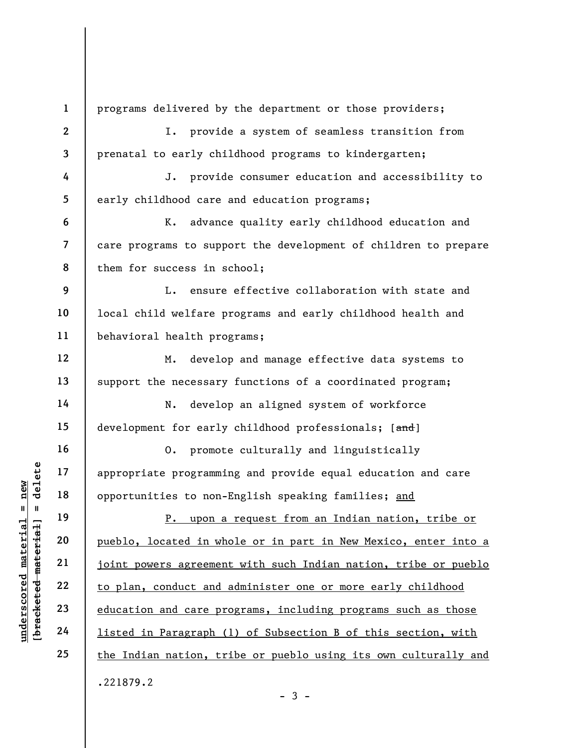programs delivered by the department or those providers;

I. provide a system of seamless transition from prenatal to early childhood programs to kindergarten;

J. provide consumer education and accessibility to early childhood care and education programs;

K. advance quality early childhood education and care programs to support the development of children to prepare them for success in school;

L. ensure effective collaboration with state and local child welfare programs and early childhood health and behavioral health programs;

M. develop and manage effective data systems to support the necessary functions of a coordinated program;

N. develop an aligned system of workforce development for early childhood professionals; [~~and~~]

O. promote culturally and linguistically appropriate programming and provide equal education and care opportunities to non-English speaking families; <u>and</u>

<u>P. upon a request from an Indian nation, tribe or pueblo, located in whole or in part in New Mexico, enter into a joint powers agreement with such Indian nation, tribe or pueblo to plan, conduct and administer one or more early childhood education and care programs, including programs such as those listed in Paragraph (1) of Subsection B of this section, with the Indian nation, tribe or pueblo using its own culturally and</u>

.221879.2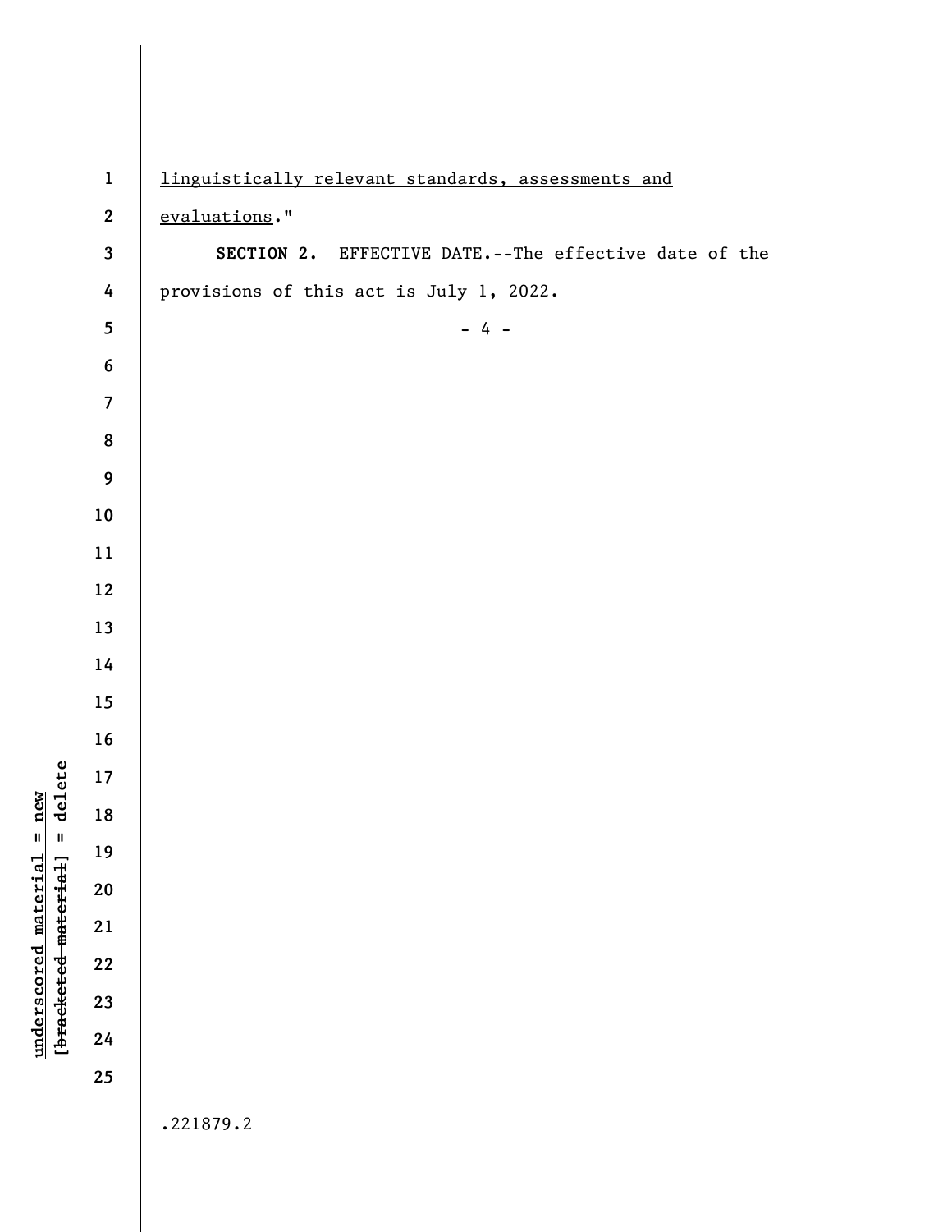linguistically relevant standards, assessments and evaluations."

**SECTION 2.** EFFECTIVE DATE.--The effective date of the provisions of this act is July 1, 2022.

.221879.2